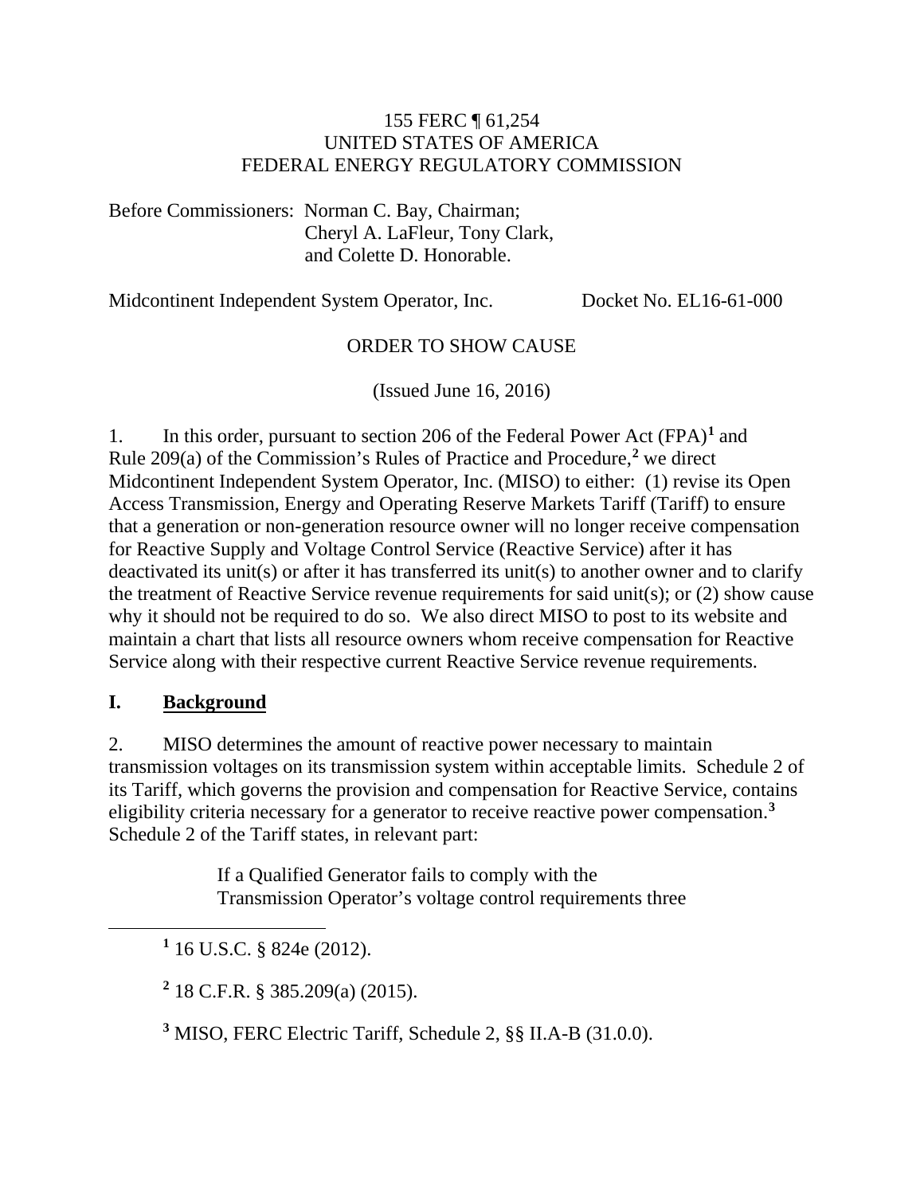155 FERC ¶ 61,254
UNITED STATES OF AMERICA
FEDERAL ENERGY REGULATORY COMMISSION

Before Commissioners: Norman C. Bay, Chairman;
Cheryl A. LaFleur, Tony Clark,
and Colette D. Honorable.

Midcontinent Independent System Operator, Inc. Docket No. EL16-61-000

ORDER TO SHOW CAUSE

(Issued June 16, 2016)

1. In this order, pursuant to section 206 of the Federal Power Act (FPA)[1] and Rule 209(a) of the Commission's Rules of Practice and Procedure,[2] we direct Midcontinent Independent System Operator, Inc. (MISO) to either: (1) revise its Open Access Transmission, Energy and Operating Reserve Markets Tariff (Tariff) to ensure that a generation or non-generation resource owner will no longer receive compensation for Reactive Supply and Voltage Control Service (Reactive Service) after it has deactivated its unit(s) or after it has transferred its unit(s) to another owner and to clarify the treatment of Reactive Service revenue requirements for said unit(s); or (2) show cause why it should not be required to do so. We also direct MISO to post to its website and maintain a chart that lists all resource owners whom receive compensation for Reactive Service along with their respective current Reactive Service revenue requirements.

## I. Background

2. MISO determines the amount of reactive power necessary to maintain transmission voltages on its transmission system within acceptable limits. Schedule 2 of its Tariff, which governs the provision and compensation for Reactive Service, contains eligibility criteria necessary for a generator to receive reactive power compensation.[3] Schedule 2 of the Tariff states, in relevant part:

> If a Qualified Generator fails to comply with the Transmission Operator's voltage control requirements three

[1] 16 U.S.C. § 824e (2012).

[2] 18 C.F.R. § 385.209(a) (2015).

[3] MISO, FERC Electric Tariff, Schedule 2, §§ II.A-B (31.0.0).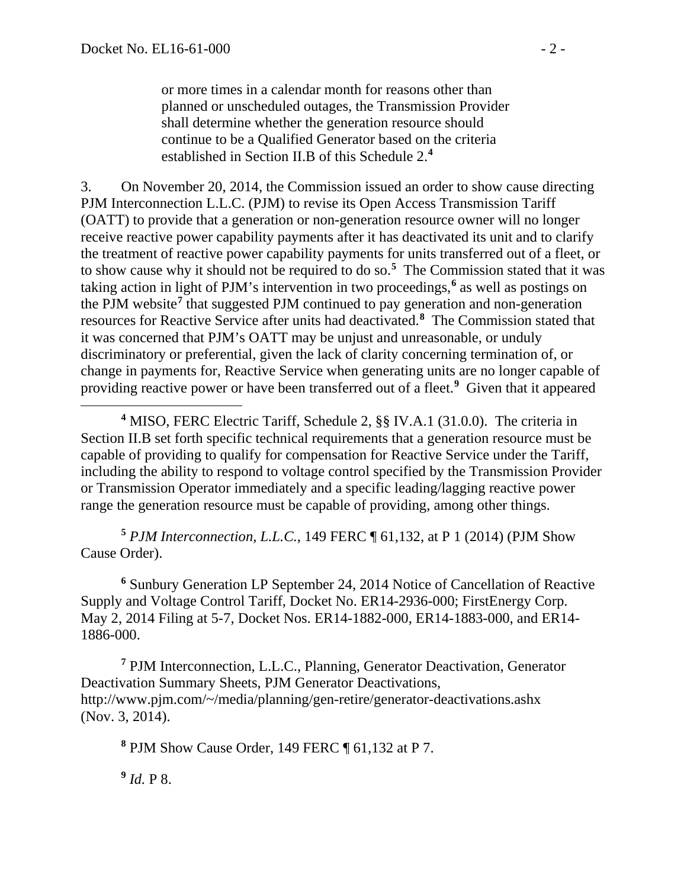> or more times in a calendar month for reasons other than planned or unscheduled outages, the Transmission Provider shall determine whether the generation resource should continue to be a Qualified Generator based on the criteria established in Section II.B of this Schedule 2.[4]

3. On November 20, 2014, the Commission issued an order to show cause directing PJM Interconnection L.L.C. (PJM) to revise its Open Access Transmission Tariff (OATT) to provide that a generation or non-generation resource owner will no longer receive reactive power capability payments after it has deactivated its unit and to clarify the treatment of reactive power capability payments for units transferred out of a fleet, or to show cause why it should not be required to do so.[5] The Commission stated that it was taking action in light of PJM's intervention in two proceedings,[6] as well as postings on the PJM website[7] that suggested PJM continued to pay generation and non-generation resources for Reactive Service after units had deactivated.[8] The Commission stated that it was concerned that PJM's OATT may be unjust and unreasonable, or unduly discriminatory or preferential, given the lack of clarity concerning termination of, or change in payments for, Reactive Service when generating units are no longer capable of providing reactive power or have been transferred out of a fleet.[9] Given that it appeared

---

[4] MISO, FERC Electric Tariff, Schedule 2, §§ IV.A.1 (31.0.0). The criteria in Section II.B set forth specific technical requirements that a generation resource must be capable of providing to qualify for compensation for Reactive Service under the Tariff, including the ability to respond to voltage control specified by the Transmission Provider or Transmission Operator immediately and a specific leading/lagging reactive power range the generation resource must be capable of providing, among other things.

[5] *PJM Interconnection, L.L.C.*, 149 FERC ¶ 61,132, at P 1 (2014) (PJM Show Cause Order).

[6] Sunbury Generation LP September 24, 2014 Notice of Cancellation of Reactive Supply and Voltage Control Tariff, Docket No. ER14-2936-000; FirstEnergy Corp. May 2, 2014 Filing at 5-7, Docket Nos. ER14-1882-000, ER14-1883-000, and ER14-1886-000.

[7] PJM Interconnection, L.L.C., Planning, Generator Deactivation, Generator Deactivation Summary Sheets, PJM Generator Deactivations, http://www.pjm.com/~/media/planning/gen-retire/generator-deactivations.ashx (Nov. 3, 2014).

[8] PJM Show Cause Order, 149 FERC ¶ 61,132 at P 7.

[9] *Id.* P 8.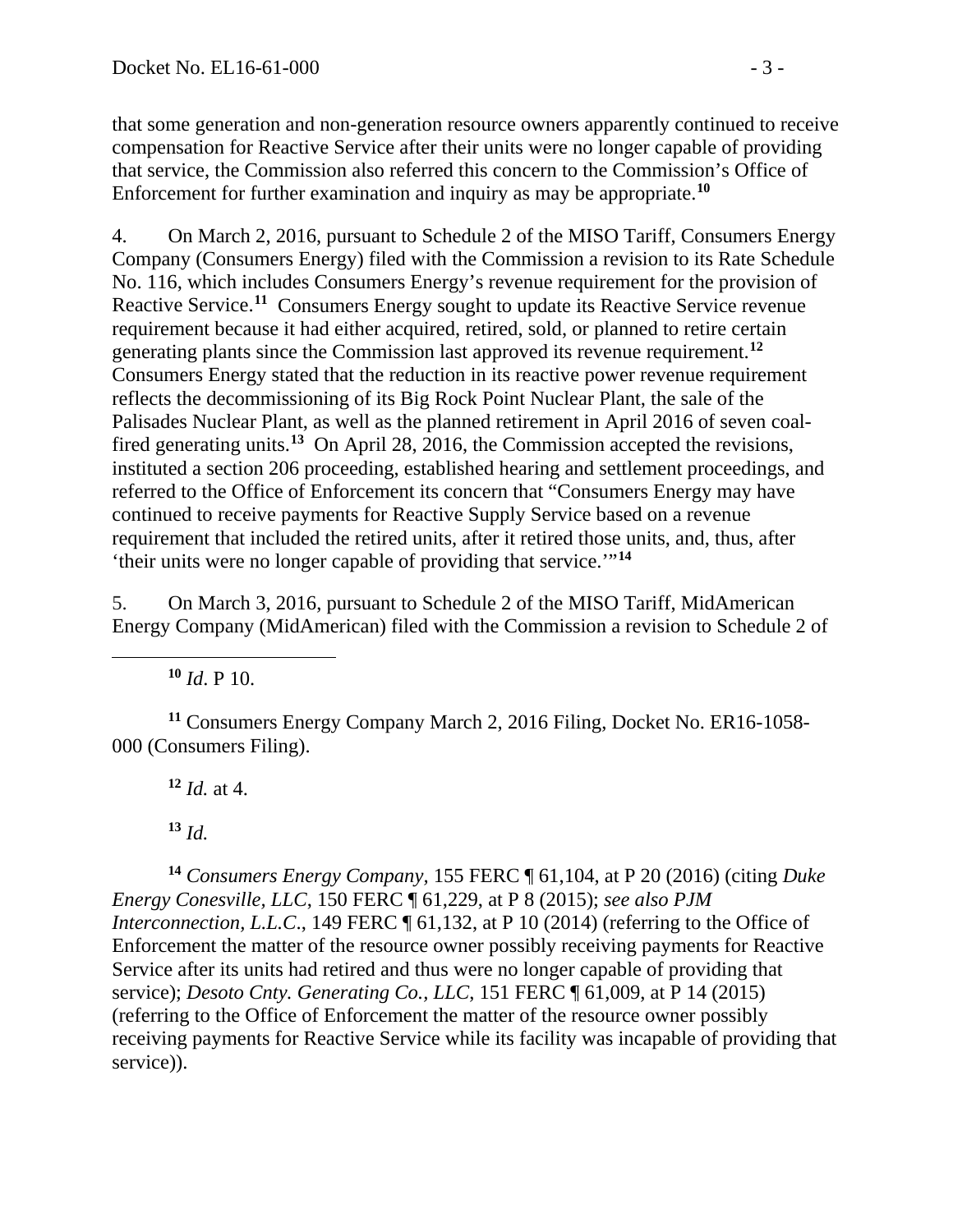that some generation and non-generation resource owners apparently continued to receive compensation for Reactive Service after their units were no longer capable of providing that service, the Commission also referred this concern to the Commission's Office of Enforcement for further examination and inquiry as may be appropriate.[10]

4. On March 2, 2016, pursuant to Schedule 2 of the MISO Tariff, Consumers Energy Company (Consumers Energy) filed with the Commission a revision to its Rate Schedule No. 116, which includes Consumers Energy's revenue requirement for the provision of Reactive Service.[11] Consumers Energy sought to update its Reactive Service revenue requirement because it had either acquired, retired, sold, or planned to retire certain generating plants since the Commission last approved its revenue requirement.[12] Consumers Energy stated that the reduction in its reactive power revenue requirement reflects the decommissioning of its Big Rock Point Nuclear Plant, the sale of the Palisades Nuclear Plant, as well as the planned retirement in April 2016 of seven coal-fired generating units.[13] On April 28, 2016, the Commission accepted the revisions, instituted a section 206 proceeding, established hearing and settlement proceedings, and referred to the Office of Enforcement its concern that "Consumers Energy may have continued to receive payments for Reactive Supply Service based on a revenue requirement that included the retired units, after it retired those units, and, thus, after 'their units were no longer capable of providing that service.'"[14]

5. On March 3, 2016, pursuant to Schedule 2 of the MISO Tariff, MidAmerican Energy Company (MidAmerican) filed with the Commission a revision to Schedule 2 of

---

[10] *Id*. P 10.

[11] Consumers Energy Company March 2, 2016 Filing, Docket No. ER16-1058-000 (Consumers Filing).

[12] *Id.* at 4.

[13] *Id.*

[14] *Consumers Energy Company*, 155 FERC ¶ 61,104, at P 20 (2016) (citing *Duke Energy Conesville, LLC*, 150 FERC ¶ 61,229, at P 8 (2015); *see also PJM Interconnection, L.L.C*., 149 FERC ¶ 61,132, at P 10 (2014) (referring to the Office of Enforcement the matter of the resource owner possibly receiving payments for Reactive Service after its units had retired and thus were no longer capable of providing that service); *Desoto Cnty. Generating Co., LLC*, 151 FERC ¶ 61,009, at P 14 (2015) (referring to the Office of Enforcement the matter of the resource owner possibly receiving payments for Reactive Service while its facility was incapable of providing that service)).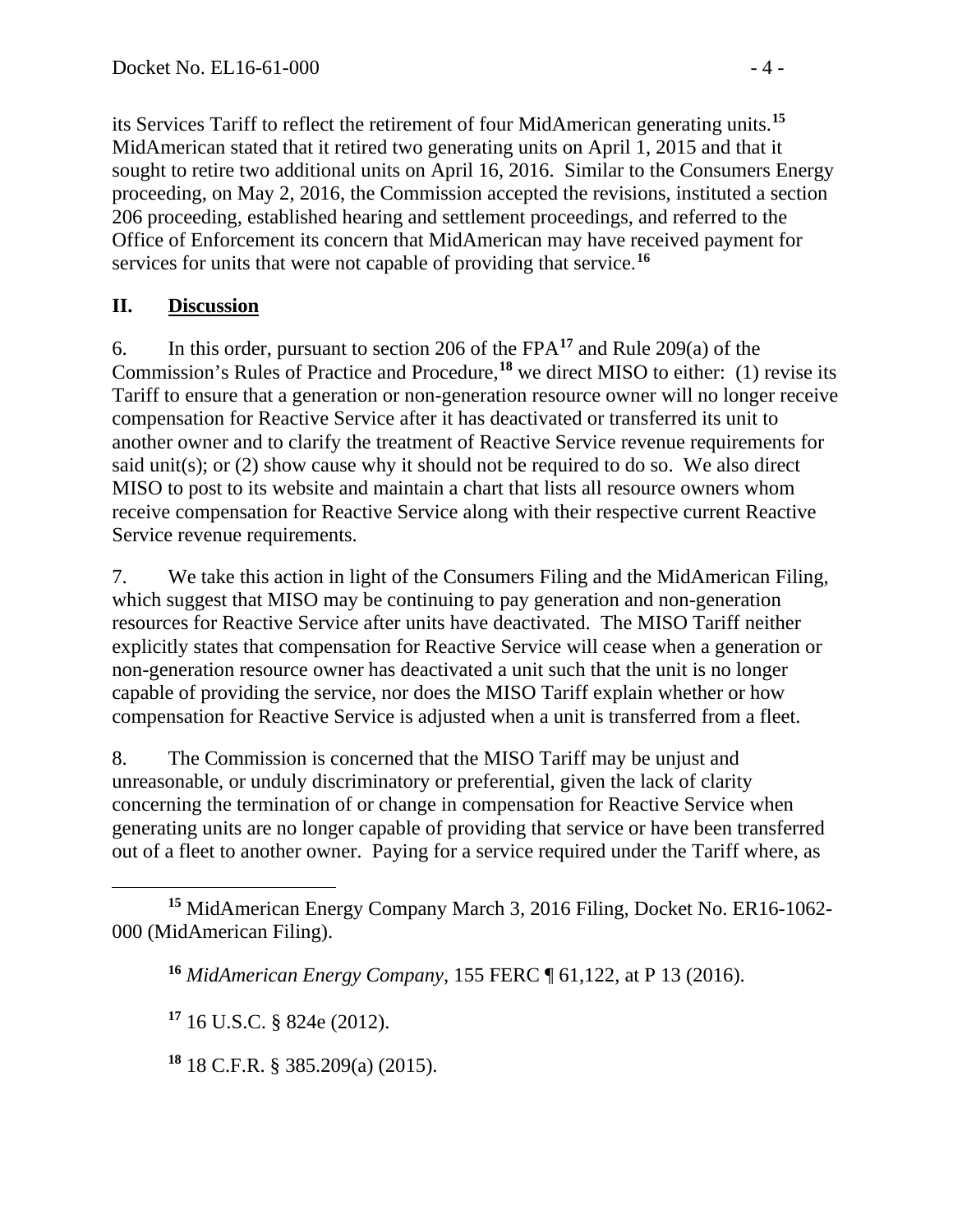its Services Tariff to reflect the retirement of four MidAmerican generating units.[15] MidAmerican stated that it retired two generating units on April 1, 2015 and that it sought to retire two additional units on April 16, 2016. Similar to the Consumers Energy proceeding, on May 2, 2016, the Commission accepted the revisions, instituted a section 206 proceeding, established hearing and settlement proceedings, and referred to the Office of Enforcement its concern that MidAmerican may have received payment for services for units that were not capable of providing that service.[16]

## II. <u>Discussion</u>

6. In this order, pursuant to section 206 of the FPA[17] and Rule 209(a) of the Commission's Rules of Practice and Procedure,[18] we direct MISO to either: (1) revise its Tariff to ensure that a generation or non-generation resource owner will no longer receive compensation for Reactive Service after it has deactivated or transferred its unit to another owner and to clarify the treatment of Reactive Service revenue requirements for said unit(s); or (2) show cause why it should not be required to do so. We also direct MISO to post to its website and maintain a chart that lists all resource owners whom receive compensation for Reactive Service along with their respective current Reactive Service revenue requirements.

7. We take this action in light of the Consumers Filing and the MidAmerican Filing, which suggest that MISO may be continuing to pay generation and non-generation resources for Reactive Service after units have deactivated. The MISO Tariff neither explicitly states that compensation for Reactive Service will cease when a generation or non-generation resource owner has deactivated a unit such that the unit is no longer capable of providing the service, nor does the MISO Tariff explain whether or how compensation for Reactive Service is adjusted when a unit is transferred from a fleet.

8. The Commission is concerned that the MISO Tariff may be unjust and unreasonable, or unduly discriminatory or preferential, given the lack of clarity concerning the termination of or change in compensation for Reactive Service when generating units are no longer capable of providing that service or have been transferred out of a fleet to another owner. Paying for a service required under the Tariff where, as

---

[15] MidAmerican Energy Company March 3, 2016 Filing, Docket No. ER16-1062-000 (MidAmerican Filing).

[16] *MidAmerican Energy Company*, 155 FERC ¶ 61,122, at P 13 (2016).

[17] 16 U.S.C. § 824e (2012).

[18] 18 C.F.R. § 385.209(a) (2015).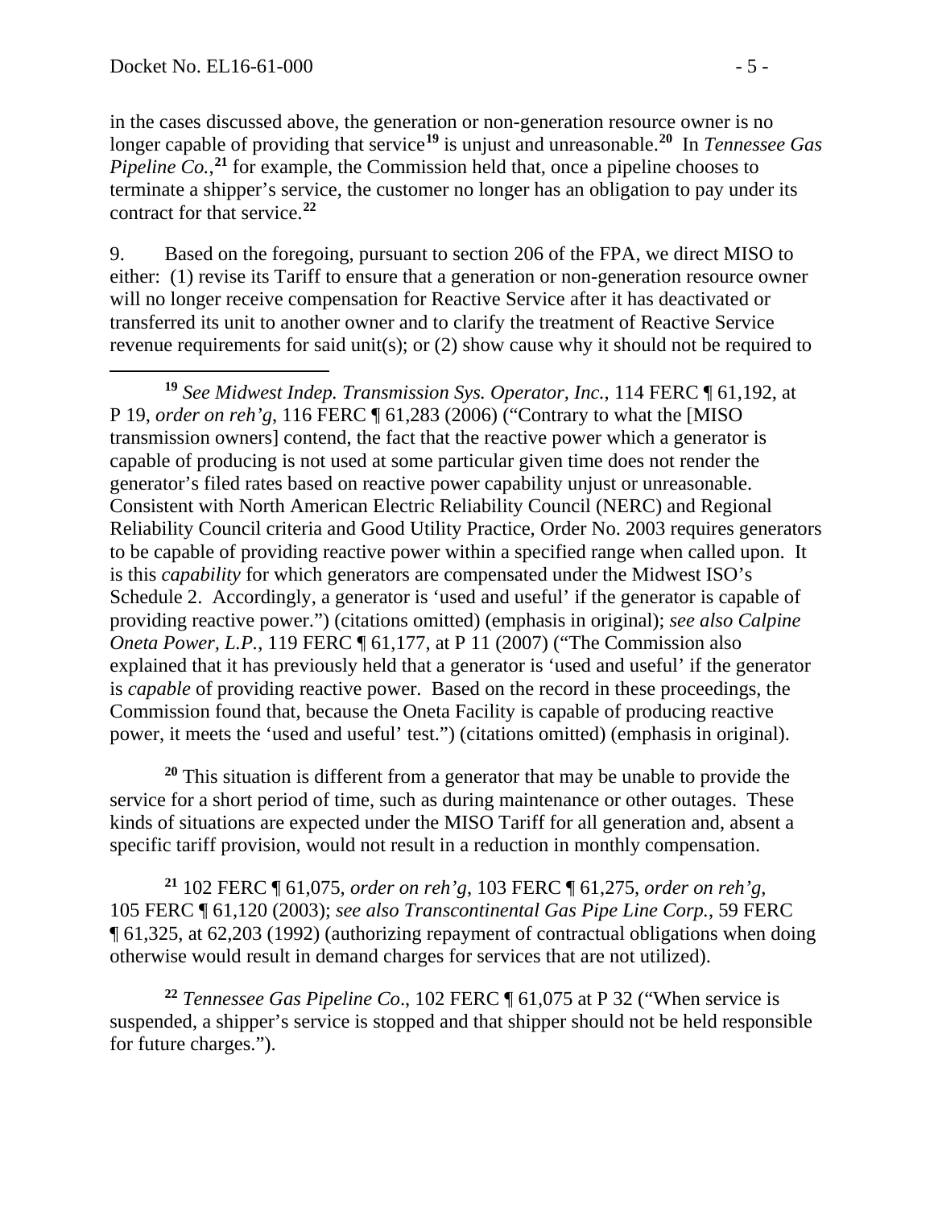in the cases discussed above, the generation or non-generation resource owner is no longer capable of providing that service[19] is unjust and unreasonable.[20] In *Tennessee Gas Pipeline Co.*,[21] for example, the Commission held that, once a pipeline chooses to terminate a shipper's service, the customer no longer has an obligation to pay under its contract for that service.[22]

9. Based on the foregoing, pursuant to section 206 of the FPA, we direct MISO to either: (1) revise its Tariff to ensure that a generation or non-generation resource owner will no longer receive compensation for Reactive Service after it has deactivated or transferred its unit to another owner and to clarify the treatment of Reactive Service revenue requirements for said unit(s); or (2) show cause why it should not be required to

---

[19] *See Midwest Indep. Transmission Sys. Operator, Inc.*, 114 FERC ¶ 61,192, at P 19, *order on reh'g*, 116 FERC ¶ 61,283 (2006) ("Contrary to what the [MISO transmission owners] contend, the fact that the reactive power which a generator is capable of producing is not used at some particular given time does not render the generator's filed rates based on reactive power capability unjust or unreasonable. Consistent with North American Electric Reliability Council (NERC) and Regional Reliability Council criteria and Good Utility Practice, Order No. 2003 requires generators to be capable of providing reactive power within a specified range when called upon. It is this *capability* for which generators are compensated under the Midwest ISO's Schedule 2. Accordingly, a generator is 'used and useful' if the generator is capable of providing reactive power.") (citations omitted) (emphasis in original); *see also Calpine Oneta Power, L.P.*, 119 FERC ¶ 61,177, at P 11 (2007) ("The Commission also explained that it has previously held that a generator is 'used and useful' if the generator is *capable* of providing reactive power. Based on the record in these proceedings, the Commission found that, because the Oneta Facility is capable of producing reactive power, it meets the 'used and useful' test.") (citations omitted) (emphasis in original).

[20] This situation is different from a generator that may be unable to provide the service for a short period of time, such as during maintenance or other outages. These kinds of situations are expected under the MISO Tariff for all generation and, absent a specific tariff provision, would not result in a reduction in monthly compensation.

[21] 102 FERC ¶ 61,075, *order on reh'g*, 103 FERC ¶ 61,275, *order on reh'g*, 105 FERC ¶ 61,120 (2003); *see also Transcontinental Gas Pipe Line Corp.*, 59 FERC ¶ 61,325, at 62,203 (1992) (authorizing repayment of contractual obligations when doing otherwise would result in demand charges for services that are not utilized).

[22] *Tennessee Gas Pipeline Co*., 102 FERC ¶ 61,075 at P 32 ("When service is suspended, a shipper's service is stopped and that shipper should not be held responsible for future charges.").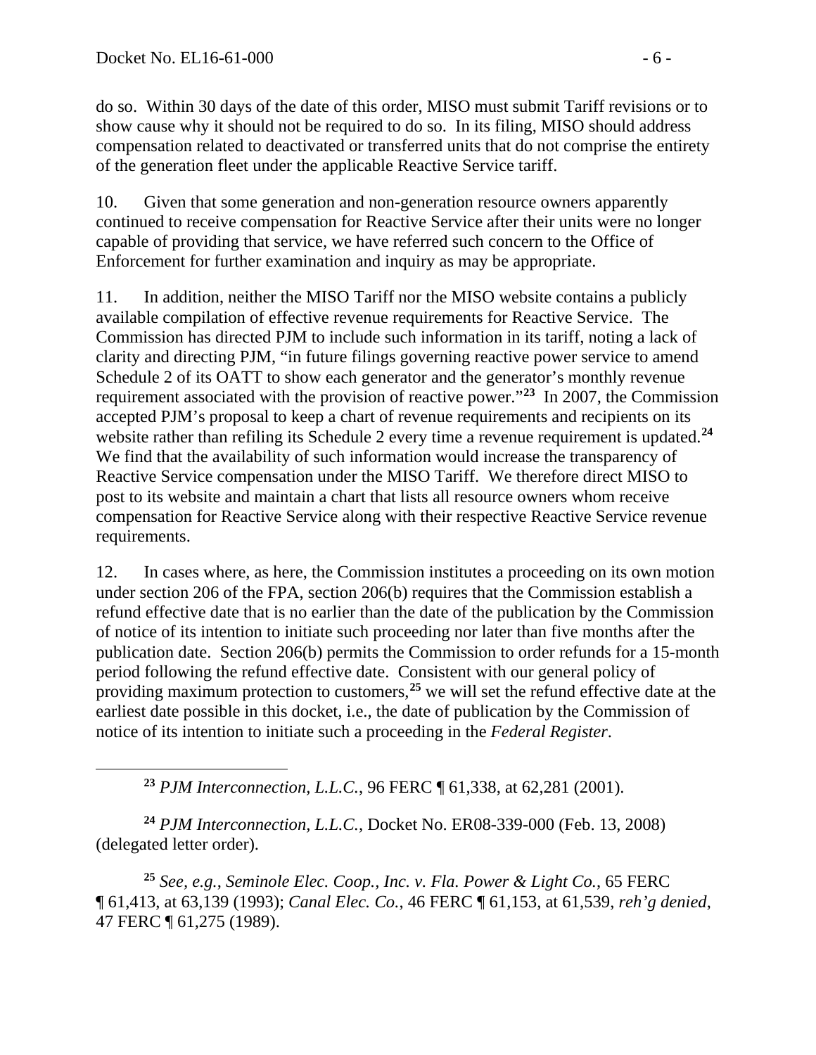do so. Within 30 days of the date of this order, MISO must submit Tariff revisions or to show cause why it should not be required to do so. In its filing, MISO should address compensation related to deactivated or transferred units that do not comprise the entirety of the generation fleet under the applicable Reactive Service tariff.

10. Given that some generation and non-generation resource owners apparently continued to receive compensation for Reactive Service after their units were no longer capable of providing that service, we have referred such concern to the Office of Enforcement for further examination and inquiry as may be appropriate.

11. In addition, neither the MISO Tariff nor the MISO website contains a publicly available compilation of effective revenue requirements for Reactive Service. The Commission has directed PJM to include such information in its tariff, noting a lack of clarity and directing PJM, "in future filings governing reactive power service to amend Schedule 2 of its OATT to show each generator and the generator's monthly revenue requirement associated with the provision of reactive power."[23] In 2007, the Commission accepted PJM's proposal to keep a chart of revenue requirements and recipients on its website rather than refiling its Schedule 2 every time a revenue requirement is updated.[24] We find that the availability of such information would increase the transparency of Reactive Service compensation under the MISO Tariff. We therefore direct MISO to post to its website and maintain a chart that lists all resource owners whom receive compensation for Reactive Service along with their respective Reactive Service revenue requirements.

12. In cases where, as here, the Commission institutes a proceeding on its own motion under section 206 of the FPA, section 206(b) requires that the Commission establish a refund effective date that is no earlier than the date of the publication by the Commission of notice of its intention to initiate such proceeding nor later than five months after the publication date. Section 206(b) permits the Commission to order refunds for a 15-month period following the refund effective date. Consistent with our general policy of providing maximum protection to customers,[25] we will set the refund effective date at the earliest date possible in this docket, i.e., the date of publication by the Commission of notice of its intention to initiate such a proceeding in the *Federal Register*.

---

[23] *PJM Interconnection, L.L.C.*, 96 FERC ¶ 61,338, at 62,281 (2001).

[24] *PJM Interconnection, L.L.C.*, Docket No. ER08-339-000 (Feb. 13, 2008) (delegated letter order).

[25] *See, e.g.*, *Seminole Elec. Coop., Inc. v. Fla. Power & Light Co.*, 65 FERC ¶ 61,413, at 63,139 (1993); *Canal Elec. Co.*, 46 FERC ¶ 61,153, at 61,539, *reh'g denied*, 47 FERC ¶ 61,275 (1989).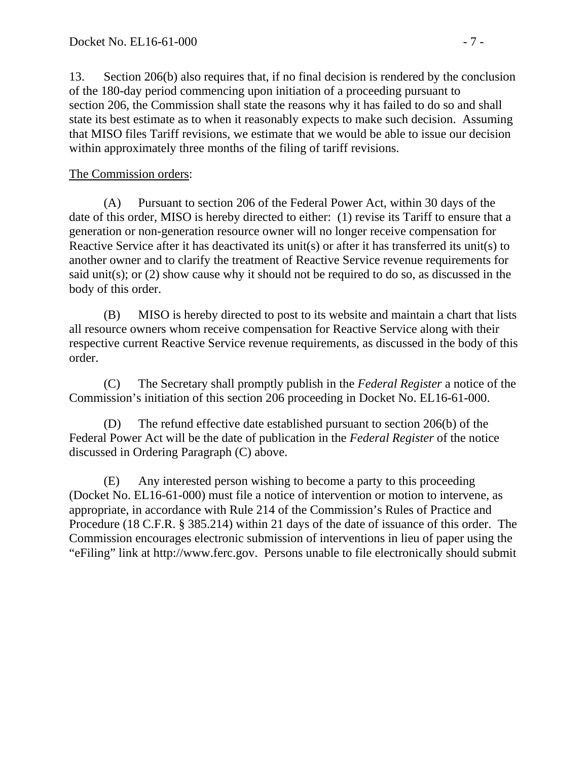13. Section 206(b) also requires that, if no final decision is rendered by the conclusion of the 180-day period commencing upon initiation of a proceeding pursuant to section 206, the Commission shall state the reasons why it has failed to do so and shall state its best estimate as to when it reasonably expects to make such decision. Assuming that MISO files Tariff revisions, we estimate that we would be able to issue our decision within approximately three months of the filing of tariff revisions.

The Commission orders:

(A) Pursuant to section 206 of the Federal Power Act, within 30 days of the date of this order, MISO is hereby directed to either: (1) revise its Tariff to ensure that a generation or non-generation resource owner will no longer receive compensation for Reactive Service after it has deactivated its unit(s) or after it has transferred its unit(s) to another owner and to clarify the treatment of Reactive Service revenue requirements for said unit(s); or (2) show cause why it should not be required to do so, as discussed in the body of this order.

(B) MISO is hereby directed to post to its website and maintain a chart that lists all resource owners whom receive compensation for Reactive Service along with their respective current Reactive Service revenue requirements, as discussed in the body of this order.

(C) The Secretary shall promptly publish in the *Federal Register* a notice of the Commission's initiation of this section 206 proceeding in Docket No. EL16-61-000.

(D) The refund effective date established pursuant to section 206(b) of the Federal Power Act will be the date of publication in the *Federal Register* of the notice discussed in Ordering Paragraph (C) above.

(E) Any interested person wishing to become a party to this proceeding (Docket No. EL16-61-000) must file a notice of intervention or motion to intervene, as appropriate, in accordance with Rule 214 of the Commission's Rules of Practice and Procedure (18 C.F.R. § 385.214) within 21 days of the date of issuance of this order. The Commission encourages electronic submission of interventions in lieu of paper using the "eFiling" link at http://www.ferc.gov. Persons unable to file electronically should submit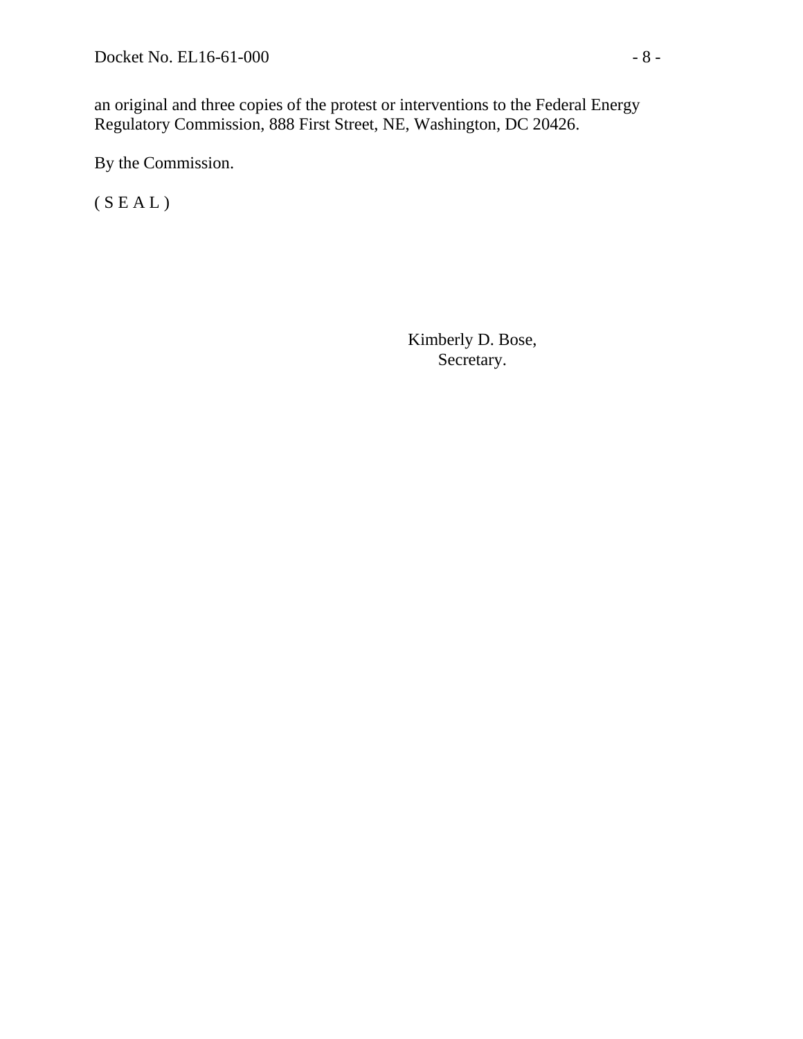an original and three copies of the protest or interventions to the Federal Energy Regulatory Commission, 888 First Street, NE, Washington, DC 20426.

By the Commission.

( S E A L )

Kimberly D. Bose,
Secretary.